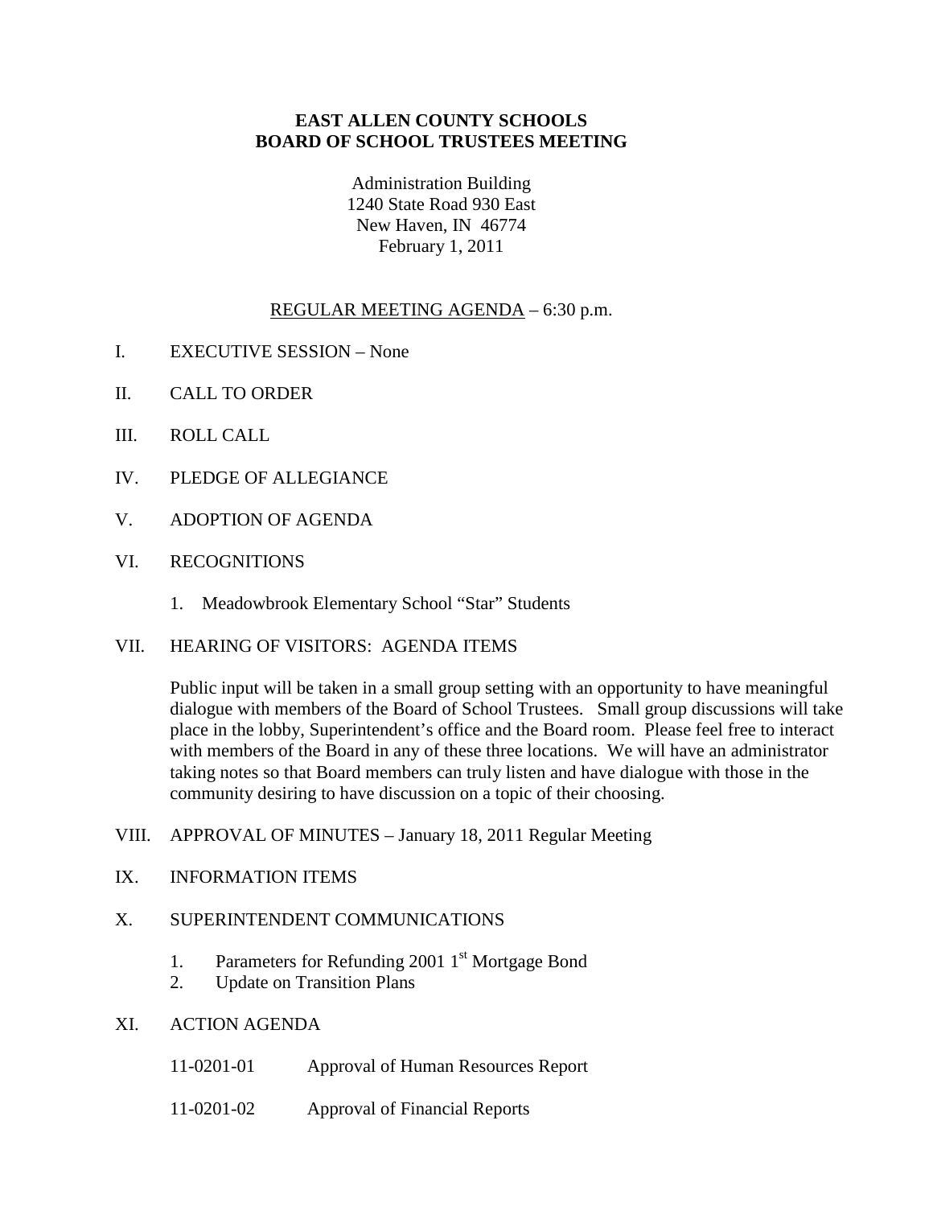# EAST ALLEN COUNTY SCHOOLS
# BOARD OF SCHOOL TRUSTEES MEETING

Administration Building
1240 State Road 930 East
New Haven, IN 46774
February 1, 2011

REGULAR MEETING AGENDA – 6:30 p.m.

I. EXECUTIVE SESSION – None

II. CALL TO ORDER

III. ROLL CALL

IV. PLEDGE OF ALLEGIANCE

V. ADOPTION OF AGENDA

VI. RECOGNITIONS

1. Meadowbrook Elementary School "Star" Students

VII. HEARING OF VISITORS: AGENDA ITEMS

Public input will be taken in a small group setting with an opportunity to have meaningful dialogue with members of the Board of School Trustees. Small group discussions will take place in the lobby, Superintendent's office and the Board room. Please feel free to interact with members of the Board in any of these three locations. We will have an administrator taking notes so that Board members can truly listen and have dialogue with those in the community desiring to have discussion on a topic of their choosing.

VIII. APPROVAL OF MINUTES – January 18, 2011 Regular Meeting

IX. INFORMATION ITEMS

X. SUPERINTENDENT COMMUNICATIONS

1. Parameters for Refunding 2001 1st Mortgage Bond
2. Update on Transition Plans

XI. ACTION AGENDA

11-0201-01 Approval of Human Resources Report

11-0201-02 Approval of Financial Reports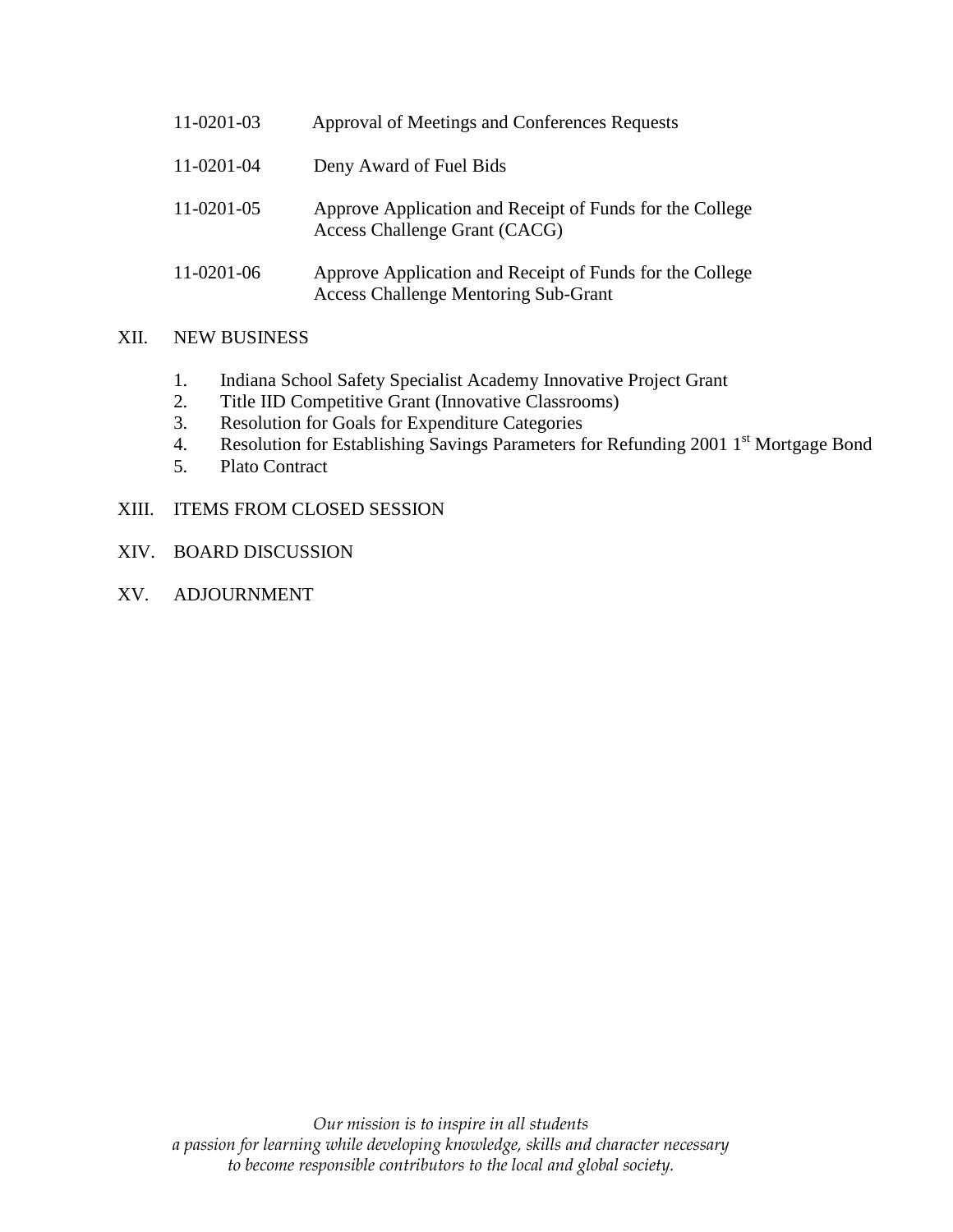| | |
|---|---|
| 11-0201-03 | Approval of Meetings and Conferences Requests |
| 11-0201-04 | Deny Award of Fuel Bids |
| 11-0201-05 | Approve Application and Receipt of Funds for the College Access Challenge Grant (CACG) |
| 11-0201-06 | Approve Application and Receipt of Funds for the College Access Challenge Mentoring Sub-Grant |

XII. NEW BUSINESS

1. Indiana School Safety Specialist Academy Innovative Project Grant
2. Title IID Competitive Grant (Innovative Classrooms)
3. Resolution for Goals for Expenditure Categories
4. Resolution for Establishing Savings Parameters for Refunding 2001 1st Mortgage Bond
5. Plato Contract

XIII. ITEMS FROM CLOSED SESSION

XIV. BOARD DISCUSSION

XV. ADJOURNMENT

*Our mission is to inspire in all students*
*a passion for learning while developing knowledge, skills and character necessary*
*to become responsible contributors to the local and global society.*